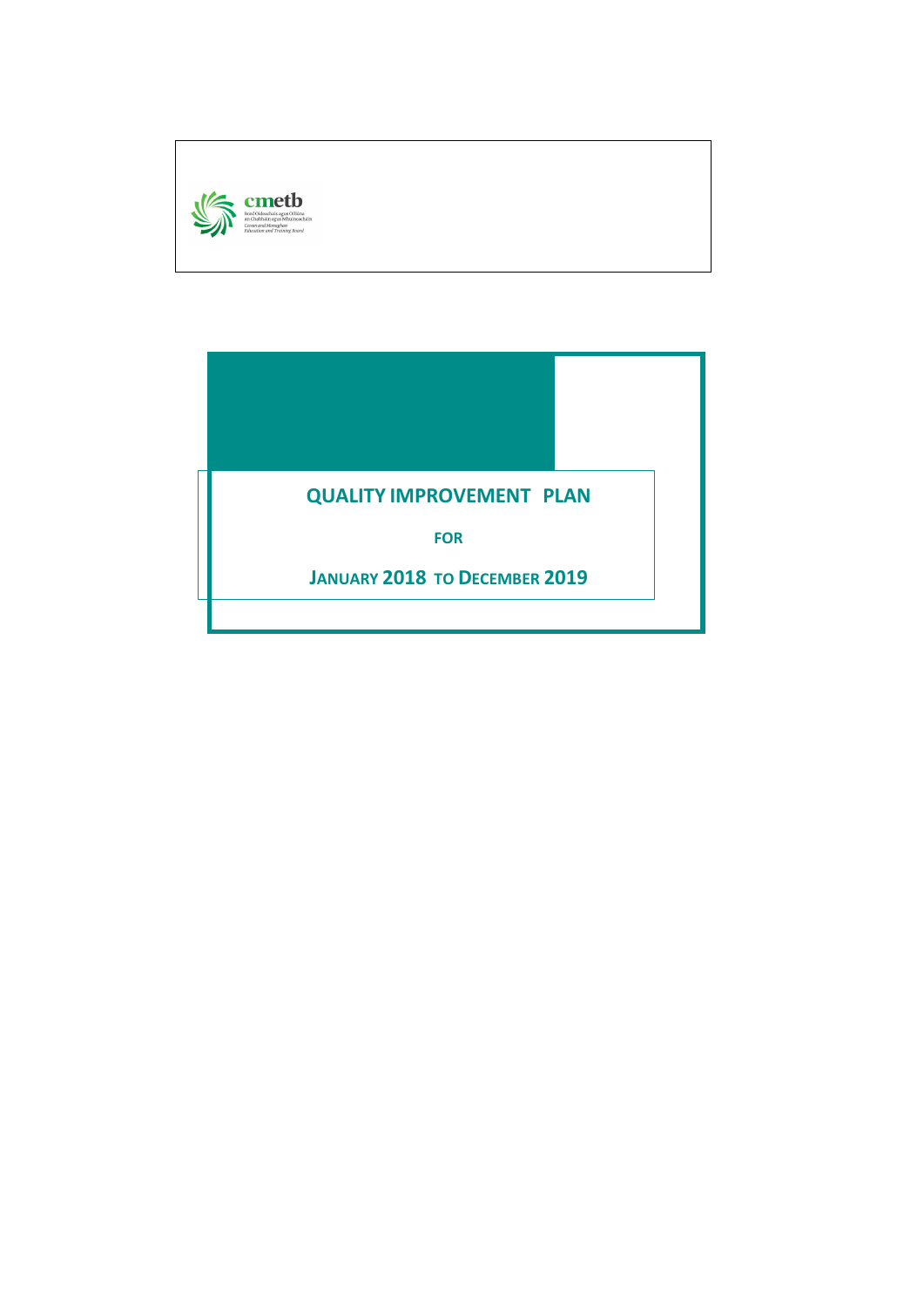cmetb

Bord Oideachais agus Oiliúna an Chabháin agus Mhuineacháin
Cavan and Monaghan Education and Training Board

# QUALITY IMPROVEMENT PLAN

**FOR**

**JANUARY 2018 TO DECEMBER 2019**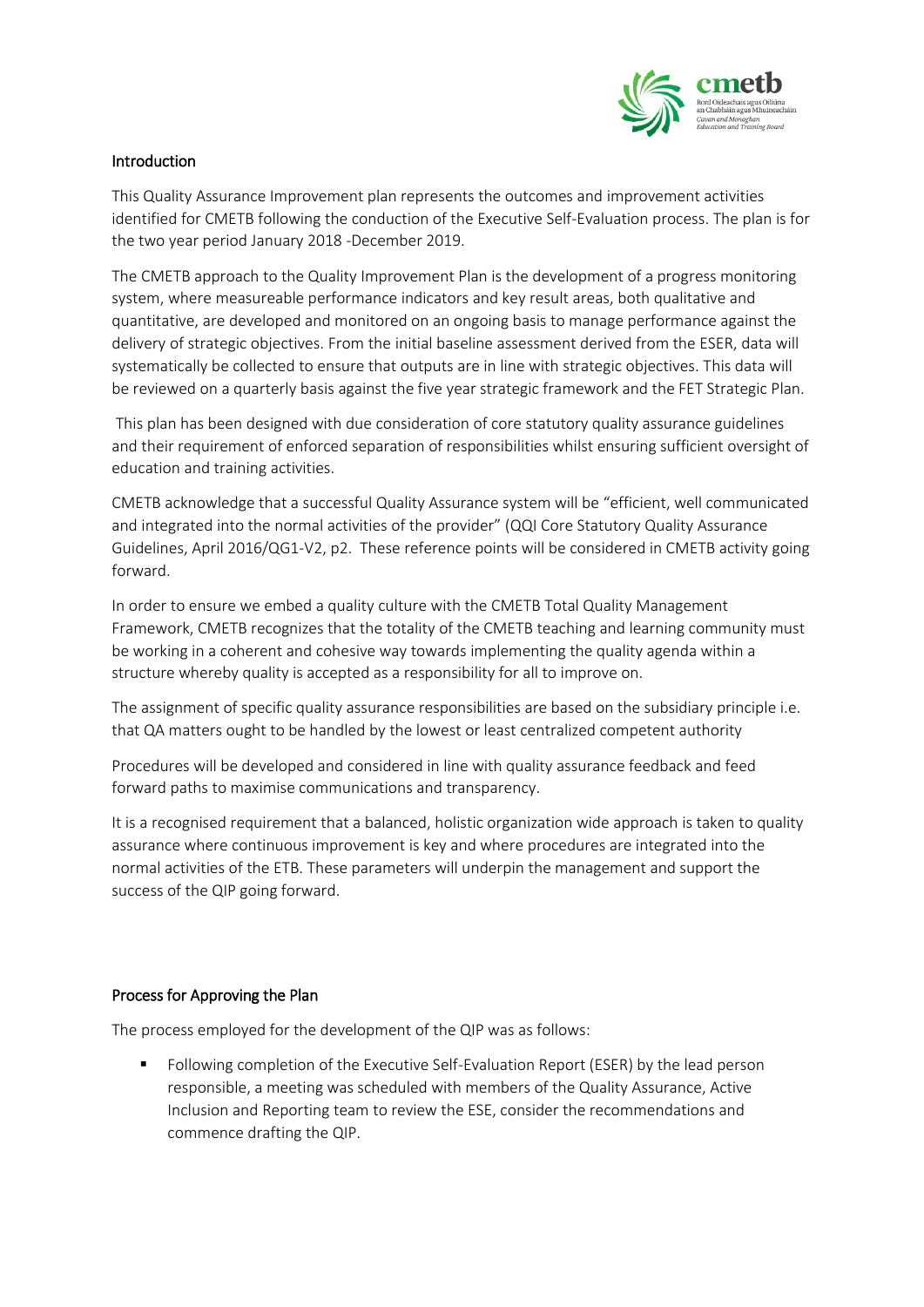## Introduction

This Quality Assurance Improvement plan represents the outcomes and improvement activities identified for CMETB following the conduction of the Executive Self-Evaluation process. The plan is for the two year period January 2018 -December 2019.

The CMETB approach to the Quality Improvement Plan is the development of a progress monitoring system, where measureable performance indicators and key result areas, both qualitative and quantitative, are developed and monitored on an ongoing basis to manage performance against the delivery of strategic objectives. From the initial baseline assessment derived from the ESER, data will systematically be collected to ensure that outputs are in line with strategic objectives. This data will be reviewed on a quarterly basis against the five year strategic framework and the FET Strategic Plan.

This plan has been designed with due consideration of core statutory quality assurance guidelines and their requirement of enforced separation of responsibilities whilst ensuring sufficient oversight of education and training activities.

CMETB acknowledge that a successful Quality Assurance system will be "efficient, well communicated and integrated into the normal activities of the provider" (QQI Core Statutory Quality Assurance Guidelines, April 2016/QG1-V2, p2. These reference points will be considered in CMETB activity going forward.

In order to ensure we embed a quality culture with the CMETB Total Quality Management Framework, CMETB recognizes that the totality of the CMETB teaching and learning community must be working in a coherent and cohesive way towards implementing the quality agenda within a structure whereby quality is accepted as a responsibility for all to improve on.

The assignment of specific quality assurance responsibilities are based on the subsidiary principle i.e. that QA matters ought to be handled by the lowest or least centralized competent authority

Procedures will be developed and considered in line with quality assurance feedback and feed forward paths to maximise communications and transparency.

It is a recognised requirement that a balanced, holistic organization wide approach is taken to quality assurance where continuous improvement is key and where procedures are integrated into the normal activities of the ETB. These parameters will underpin the management and support the success of the QIP going forward.

## Process for Approving the Plan

The process employed for the development of the QIP was as follows:

- Following completion of the Executive Self-Evaluation Report (ESER) by the lead person responsible, a meeting was scheduled with members of the Quality Assurance, Active Inclusion and Reporting team to review the ESE, consider the recommendations and commence drafting the QIP.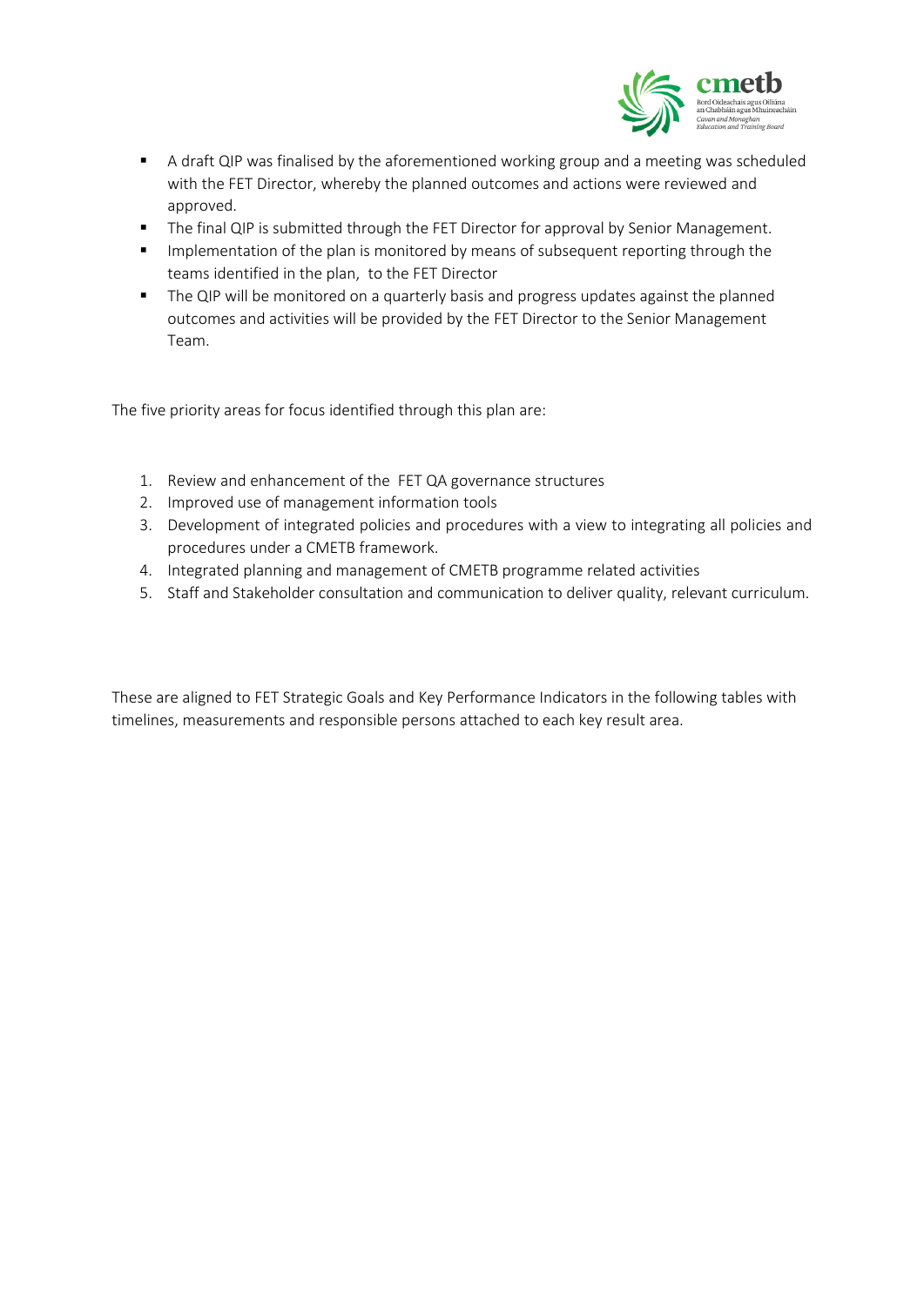- A draft QIP was finalised by the aforementioned working group and a meeting was scheduled with the FET Director, whereby the planned outcomes and actions were reviewed and approved.
- The final QIP is submitted through the FET Director for approval by Senior Management.
- Implementation of the plan is monitored by means of subsequent reporting through the teams identified in the plan, to the FET Director
- The QIP will be monitored on a quarterly basis and progress updates against the planned outcomes and activities will be provided by the FET Director to the Senior Management Team.

The five priority areas for focus identified through this plan are:

1. Review and enhancement of the FET QA governance structures
2. Improved use of management information tools
3. Development of integrated policies and procedures with a view to integrating all policies and procedures under a CMETB framework.
4. Integrated planning and management of CMETB programme related activities
5. Staff and Stakeholder consultation and communication to deliver quality, relevant curriculum.

These are aligned to FET Strategic Goals and Key Performance Indicators in the following tables with timelines, measurements and responsible persons attached to each key result area.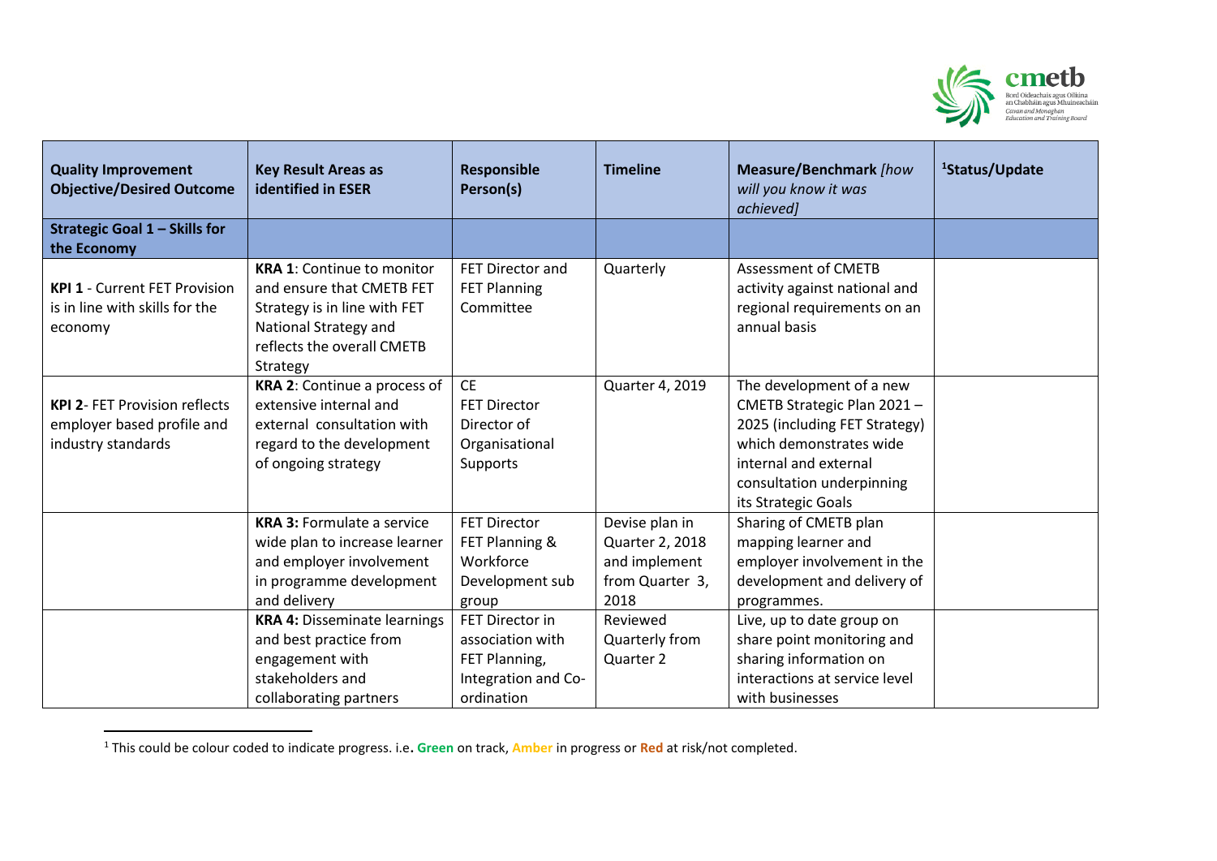| Quality Improvement Objective/Desired Outcome | Key Result Areas as identified in ESER | Responsible Person(s) | Timeline | Measure/Benchmark *[how will you know it was achieved]* | Status/Update[1] |
|---|---|---|---|---|---|
| **Strategic Goal 1 – Skills for the Economy** | | | | | |
| **KPI 1** - Current FET Provision is in line with skills for the economy | **KRA 1**: Continue to monitor and ensure that CMETB FET Strategy is in line with FET National Strategy and reflects the overall CMETB Strategy | FET Director and FET Planning Committee | Quarterly | Assessment of CMETB activity against national and regional requirements on an annual basis | |
| **KPI 2**- FET Provision reflects employer based profile and industry standards | **KRA 2**: Continue a process of extensive internal and external consultation with regard to the development of ongoing strategy | CE<br>FET Director<br>Director of Organisational Supports | Quarter 4, 2019 | The development of a new CMETB Strategic Plan 2021 – 2025 (including FET Strategy) which demonstrates wide internal and external consultation underpinning its Strategic Goals | |
| | **KRA 3:** Formulate a service wide plan to increase learner and employer involvement in programme development and delivery | FET Director<br>FET Planning & Workforce Development sub group | Devise plan in Quarter 2, 2018 and implement from Quarter 3, 2018 | Sharing of CMETB plan mapping learner and employer involvement in the development and delivery of programmes. | |
| | **KRA 4:** Disseminate learnings and best practice from engagement with stakeholders and collaborating partners | FET Director in association with FET Planning, Integration and Co-ordination | Reviewed Quarterly from Quarter 2 | Live, up to date group on share point monitoring and sharing information on interactions at service level with businesses | |

[1] This could be colour coded to indicate progress. i.e**. Green** on track, **Amber** in progress or **Red** at risk/not completed.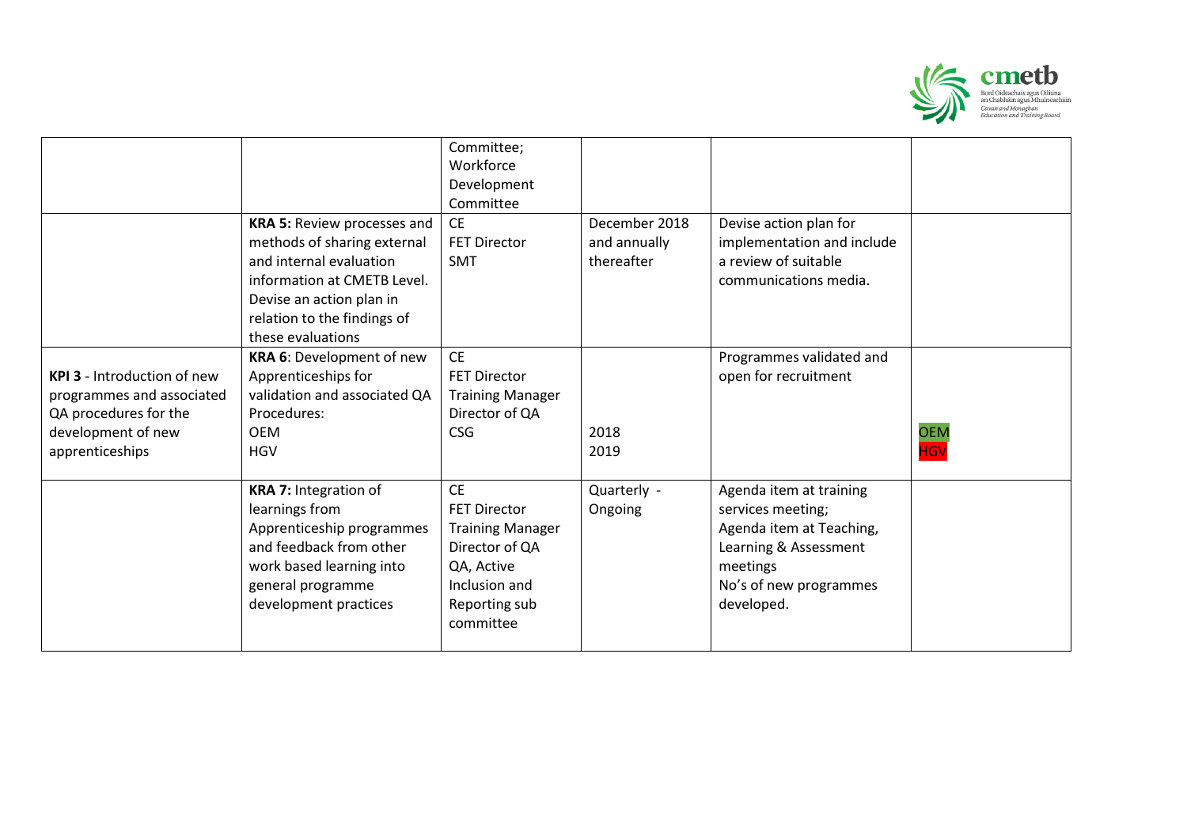| | | | | | |
|---|---|---|---|---|---|
| | | Committee; Workforce Development Committee | | | |
| | **KRA 5:** Review processes and methods of sharing external and internal evaluation information at CMETB Level. Devise an action plan in relation to the findings of these evaluations | CE<br>FET Director<br>SMT | December 2018 and annually thereafter | Devise action plan for implementation and include a review of suitable communications media. | |
| **KPI 3** - Introduction of new programmes and associated QA procedures for the development of new apprenticeships | **KRA 6**: Development of new Apprenticeships for validation and associated QA Procedures:<br>OEM<br>HGV | CE<br>FET Director<br>Training Manager<br>Director of QA<br>CSG | <br><br><br><br>2018<br>2019 | Programmes validated and open for recruitment | OEM<br>HGV |
| | **KRA 7:** Integration of learnings from Apprenticeship programmes and feedback from other work based learning into general programme development practices | CE<br>FET Director<br>Training Manager<br>Director of QA<br>QA, Active Inclusion and Reporting sub committee | Quarterly - Ongoing | Agenda item at training services meeting;<br>Agenda item at Teaching, Learning & Assessment meetings<br>No's of new programmes developed. | |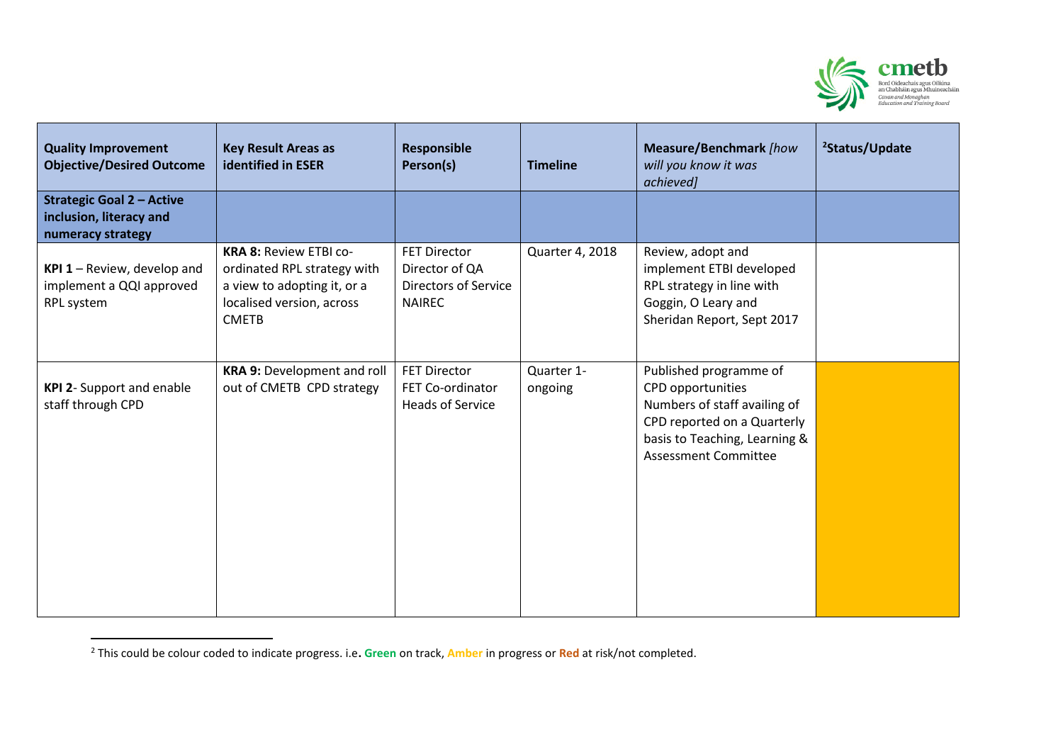| Quality Improvement Objective/Desired Outcome | Key Result Areas as identified in ESER | Responsible Person(s) | Timeline | Measure/Benchmark *[how will you know it was achieved]* | [2]Status/Update |
|---|---|---|---|---|---|
| **Strategic Goal 2 – Active inclusion, literacy and numeracy strategy** | | | | | |
| **KPI 1** – Review, develop and implement a QQI approved RPL system | **KRA 8:** Review ETBI co-ordinated RPL strategy with a view to adopting it, or a localised version, across CMETB | FET Director<br>Director of QA<br>Directors of Service<br>NAIREC | Quarter 4, 2018 | Review, adopt and implement ETBI developed RPL strategy in line with Goggin, O Leary and Sheridan Report, Sept 2017 | |
| **KPI 2**- Support and enable staff through CPD | **KRA 9:** Development and roll out of CMETB CPD strategy | FET Director<br>FET Co-ordinator<br>Heads of Service | Quarter 1- ongoing | Published programme of CPD opportunities<br>Numbers of staff availing of CPD reported on a Quarterly basis to Teaching, Learning & Assessment Committee | |

[2] This could be colour coded to indicate progress. i.e. **Green** on track, **Amber** in progress or **Red** at risk/not completed.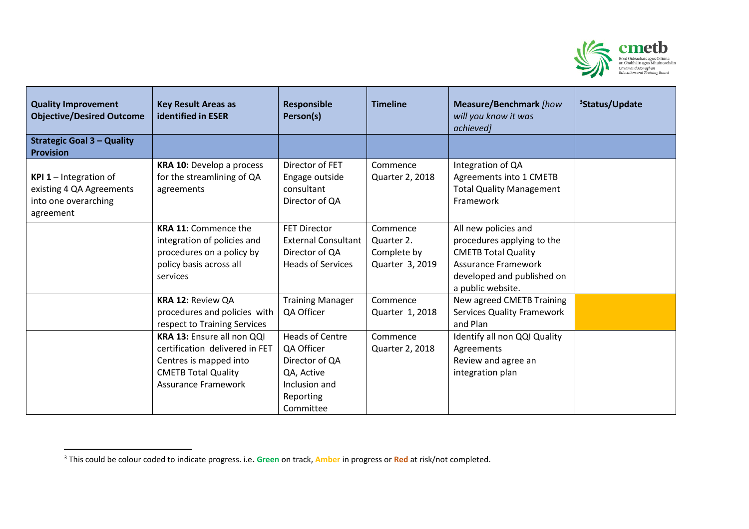| Quality Improvement Objective/Desired Outcome | Key Result Areas as identified in ESER | Responsible Person(s) | Timeline | Measure/Benchmark *[how will you know it was achieved]* | [3]Status/Update |
|---|---|---|---|---|---|
| **Strategic Goal 3 – Quality Provision** | | | | | |
| **KPI 1** – Integration of existing 4 QA Agreements into one overarching agreement | **KRA 10:** Develop a process for the streamlining of QA agreements | Director of FET<br>Engage outside consultant<br>Director of QA | Commence Quarter 2, 2018 | Integration of QA Agreements into 1 CMETB Total Quality Management Framework | |
| | **KRA 11:** Commence the integration of policies and procedures on a policy by policy basis across all services | FET Director<br>External Consultant<br>Director of QA<br>Heads of Services | Commence Quarter 2.<br>Complete by Quarter 3, 2019 | All new policies and procedures applying to the CMETB Total Quality Assurance Framework developed and published on a public website. | |
| | **KRA 12:** Review QA procedures and policies with respect to Training Services | Training Manager<br>QA Officer | Commence Quarter 1, 2018 | New agreed CMETB Training Services Quality Framework and Plan | |
| | **KRA 13:** Ensure all non QQI certification delivered in FET Centres is mapped into CMETB Total Quality Assurance Framework | Heads of Centre<br>QA Officer<br>Director of QA<br>QA, Active Inclusion and Reporting Committee | Commence Quarter 2, 2018 | Identify all non QQI Quality Agreements<br>Review and agree an integration plan | |

[3] This could be colour coded to indicate progress. i.e. **Green** on track, **Amber** in progress or **Red** at risk/not completed.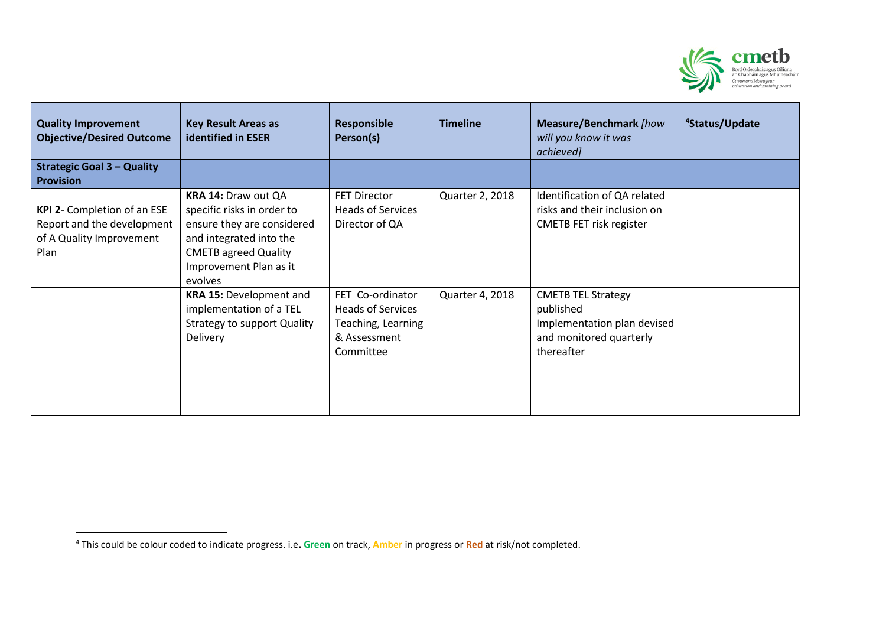| Quality Improvement Objective/Desired Outcome | Key Result Areas as identified in ESER | Responsible Person(s) | Timeline | Measure/Benchmark *[how will you know it was achieved]* | [4]Status/Update |
|---|---|---|---|---|---|
| **Strategic Goal 3 – Quality Provision** | | | | | |
| **KPI 2**- Completion of an ESE Report and the development of A Quality Improvement Plan | **KRA 14:** Draw out QA specific risks in order to ensure they are considered and integrated into the CMETB agreed Quality Improvement Plan as it evolves | FET Director<br>Heads of Services<br>Director of QA | Quarter 2, 2018 | Identification of QA related risks and their inclusion on CMETB FET risk register | |
| | **KRA 15:** Development and implementation of a TEL Strategy to support Quality Delivery | FET Co-ordinator<br>Heads of Services<br>Teaching, Learning & Assessment Committee | Quarter 4, 2018 | CMETB TEL Strategy published<br>Implementation plan devised and monitored quarterly thereafter | |

[4] This could be colour coded to indicate progress. i.e**. Green** on track, **Amber** in progress or **Red** at risk/not completed.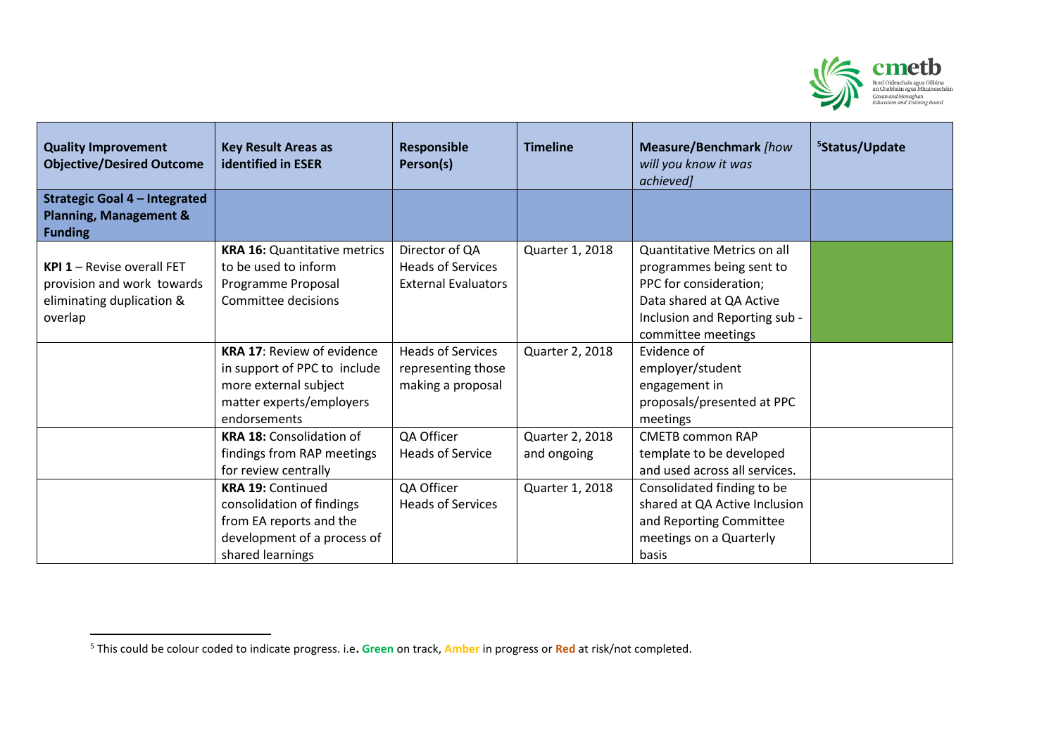| Quality Improvement Objective/Desired Outcome | Key Result Areas as identified in ESER | Responsible Person(s) | Timeline | Measure/Benchmark *[how will you know it was achieved]* | Status/Update[5] |
|---|---|---|---|---|---|
| **Strategic Goal 4 – Integrated Planning, Management & Funding** | | | | | |
| **KPI 1** – Revise overall FET provision and work towards eliminating duplication & overlap | **KRA 16:** Quantitative metrics to be used to inform Programme Proposal Committee decisions | Director of QA<br>Heads of Services<br>External Evaluators | Quarter 1, 2018 | Quantitative Metrics on all programmes being sent to PPC for consideration; Data shared at QA Active Inclusion and Reporting sub - committee meetings | |
| | **KRA 17**: Review of evidence in support of PPC to include more external subject matter experts/employers endorsements | Heads of Services representing those making a proposal | Quarter 2, 2018 | Evidence of employer/student engagement in proposals/presented at PPC meetings | |
| | **KRA 18:** Consolidation of findings from RAP meetings for review centrally | QA Officer<br>Heads of Service | Quarter 2, 2018 and ongoing | CMETB common RAP template to be developed and used across all services. | |
| | **KRA 19:** Continued consolidation of findings from EA reports and the development of a process of shared learnings | QA Officer<br>Heads of Services | Quarter 1, 2018 | Consolidated finding to be shared at QA Active Inclusion and Reporting Committee meetings on a Quarterly basis | |

[5] This could be colour coded to indicate progress. i.e**. Green** on track, **Amber** in progress or **Red** at risk/not completed.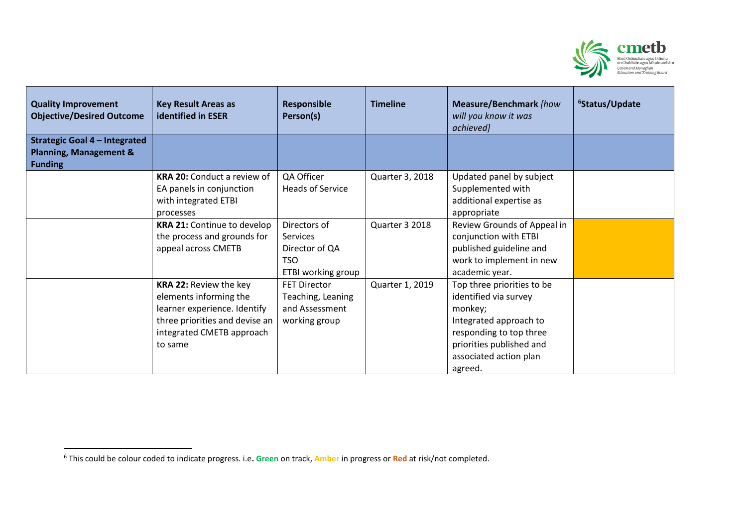| Quality Improvement Objective/Desired Outcome | Key Result Areas as identified in ESER | Responsible Person(s) | Timeline | Measure/Benchmark *[how will you know it was achieved]* | [6]Status/Update |
|---|---|---|---|---|---|
| **Strategic Goal 4 – Integrated Planning, Management & Funding** | | | | | |
| | **KRA 20:** Conduct a review of EA panels in conjunction with integrated ETBI processes | QA Officer<br>Heads of Service | Quarter 3, 2018 | Updated panel by subject Supplemented with additional expertise as appropriate | |
| | **KRA 21:** Continue to develop the process and grounds for appeal across CMETB | Directors of Services<br>Director of QA<br>TSO<br>ETBI working group | Quarter 3 2018 | Review Grounds of Appeal in conjunction with ETBI published guideline and work to implement in new academic year. | |
| | **KRA 22:** Review the key elements informing the learner experience. Identify three priorities and devise an integrated CMETB approach to same | FET Director<br>Teaching, Leaning and Assessment working group | Quarter 1, 2019 | Top three priorities to be identified via survey monkey;<br>Integrated approach to responding to top three priorities published and associated action plan agreed. | |

[6] This could be colour coded to indicate progress. i.e. **Green** on track, **Amber** in progress or **Red** at risk/not completed.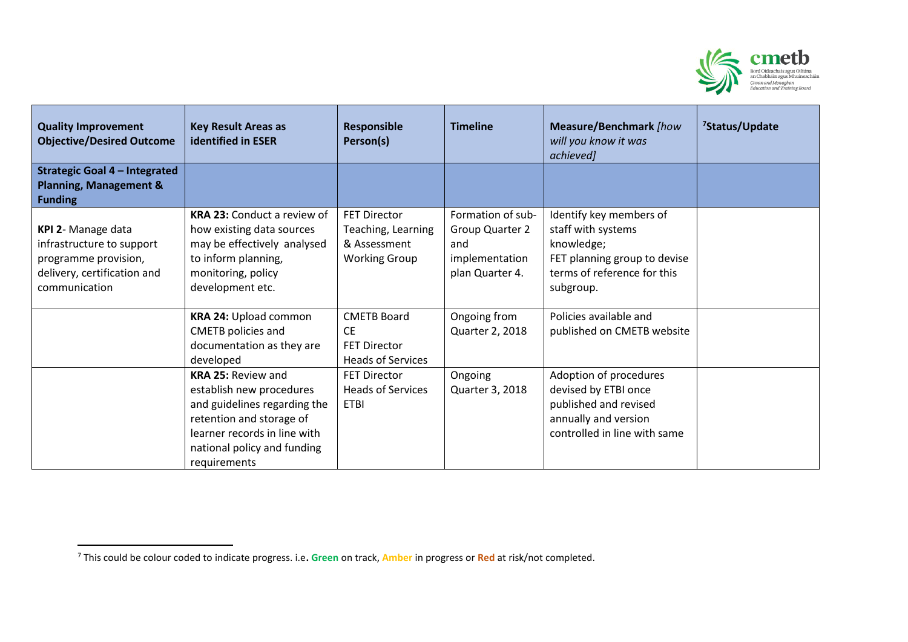| **Quality Improvement Objective/Desired Outcome** | **Key Result Areas as identified in ESER** | **Responsible Person(s)** | **Timeline** | **Measure/Benchmark** *[how will you know it was achieved]* | **Status/Update**[7] |
|---|---|---|---|---|---|
| **Strategic Goal 4 – Integrated Planning, Management & Funding** | | | | | |
| **KPI 2**- Manage data infrastructure to support programme provision, delivery, certification and communication | **KRA 23:** Conduct a review of how existing data sources may be effectively analysed to inform planning, monitoring, policy development etc. | FET Director<br>Teaching, Learning & Assessment Working Group | Formation of sub-Group Quarter 2 and implementation plan Quarter 4. | Identify key members of staff with systems knowledge;<br>FET planning group to devise terms of reference for this subgroup. | |
| | **KRA 24:** Upload common CMETB policies and documentation as they are developed | CMETB Board<br>CE<br>FET Director<br>Heads of Services | Ongoing from Quarter 2, 2018 | Policies available and published on CMETB website | |
| | **KRA 25:** Review and establish new procedures and guidelines regarding the retention and storage of learner records in line with national policy and funding requirements | FET Director<br>Heads of Services<br>ETBI | Ongoing<br>Quarter 3, 2018 | Adoption of procedures devised by ETBI once published and revised annually and version controlled in line with same | |

[7] This could be colour coded to indicate progress. i.e**. Green** on track, **Amber** in progress or **Red** at risk/not completed.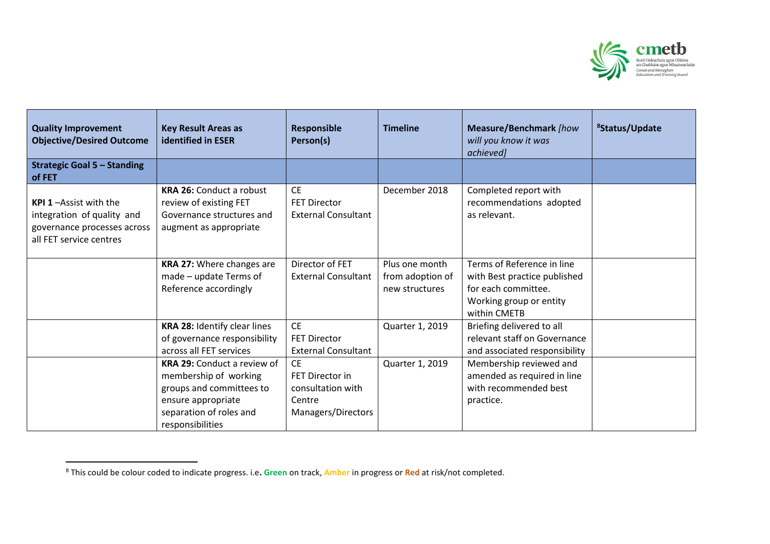| Quality Improvement Objective/Desired Outcome | Key Result Areas as identified in ESER | Responsible Person(s) | Timeline | Measure/Benchmark *[how will you know it was achieved]* | Status/Update[8] |
|---|---|---|---|---|---|
| **Strategic Goal 5 – Standing of FET** | | | | | |
| **KPI 1** –Assist with the integration of quality and governance processes across all FET service centres | **KRA 26:** Conduct a robust review of existing FET Governance structures and augment as appropriate | CE<br>FET Director<br>External Consultant | December 2018 | Completed report with recommendations adopted as relevant. | |
| | **KRA 27:** Where changes are made – update Terms of Reference accordingly | Director of FET<br>External Consultant | Plus one month from adoption of new structures | Terms of Reference in line with Best practice published for each committee. Working group or entity within CMETB | |
| | **KRA 28:** Identify clear lines of governance responsibility across all FET services | CE<br>FET Director<br>External Consultant | Quarter 1, 2019 | Briefing delivered to all relevant staff on Governance and associated responsibility | |
| | **KRA 29:** Conduct a review of membership of working groups and committees to ensure appropriate separation of roles and responsibilities | CE<br>FET Director in consultation with Centre Managers/Directors | Quarter 1, 2019 | Membership reviewed and amended as required in line with recommended best practice. | |

[8] This could be colour coded to indicate progress. i.e**. Green** on track, **Amber** in progress or **Red** at risk/not completed.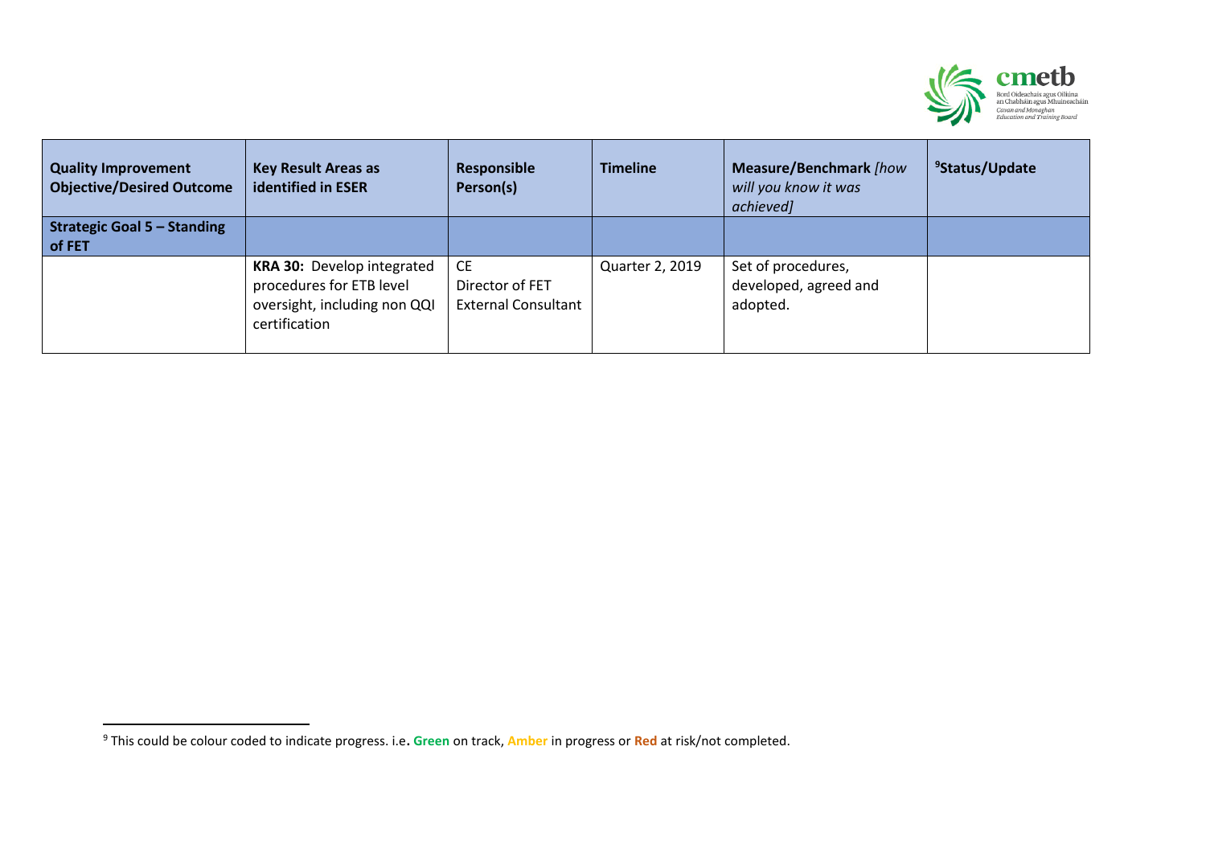| Quality Improvement Objective/Desired Outcome | Key Result Areas as identified in ESER | Responsible Person(s) | Timeline | Measure/Benchmark *[how will you know it was achieved]* | [9]Status/Update |
|---|---|---|---|---|---|
| **Strategic Goal 5 – Standing of FET** | | | | | |
| | **KRA 30:** Develop integrated procedures for ETB level oversight, including non QQI certification | CE<br>Director of FET<br>External Consultant | Quarter 2, 2019 | Set of procedures, developed, agreed and adopted. | |

[9] This could be colour coded to indicate progress. i.e**. Green** on track, **Amber** in progress or **Red** at risk/not completed.